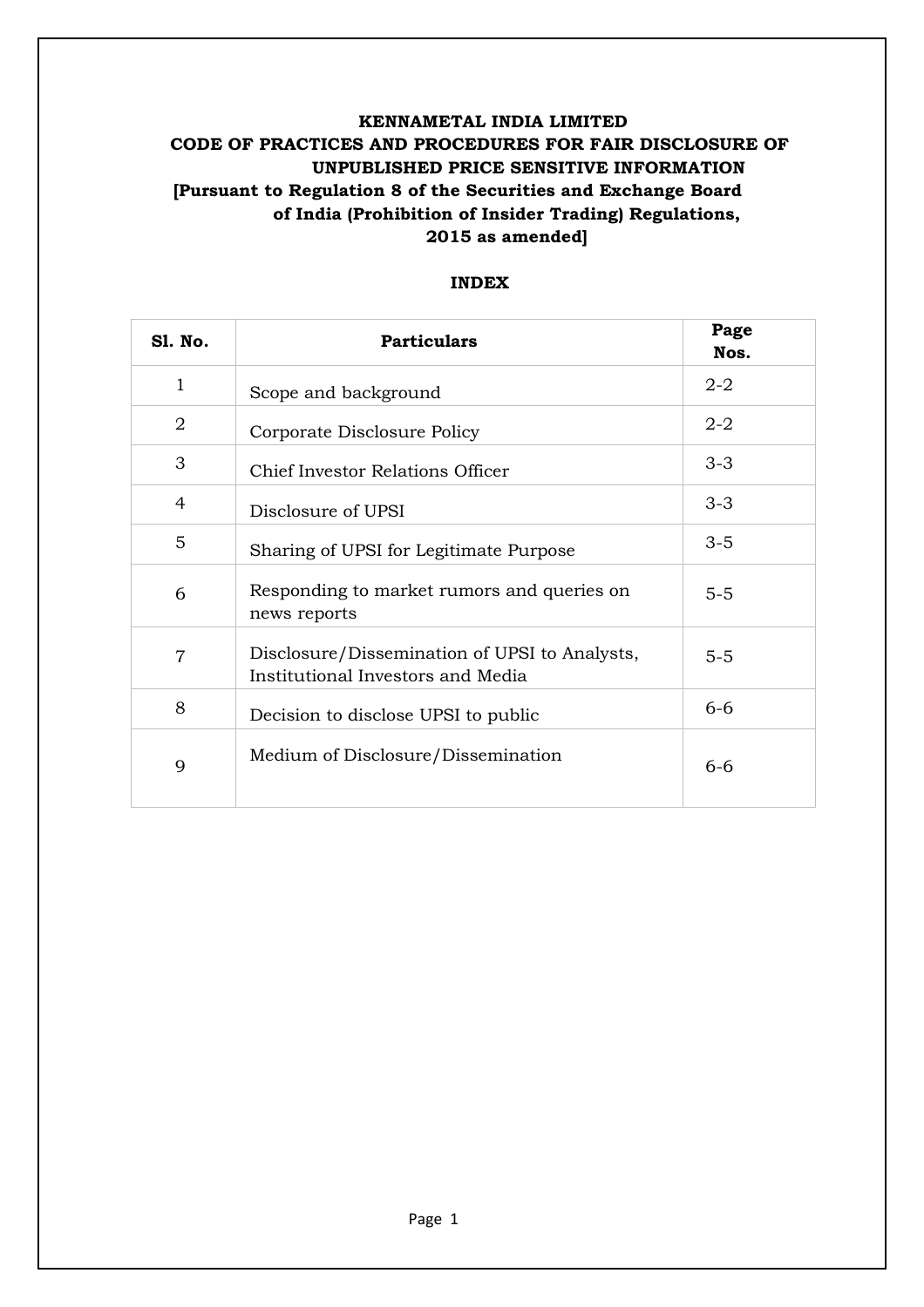# KENNAMETAL INDIA LIMITED

## CODE OF PRACTICES AND PROCEDURES FOR FAIR DISCLOSURE OF UNPUBLISHED PRICE SENSITIVE INFORMATION

**[Pursuant to Regulation 8 of the Securities and Exchange Board of India (Prohibition of Insider Trading) Regulations, 2015 as amended]**

### INDEX

| Sl. No. | Particulars | Page Nos. |
|---|---|---|
| 1 | Scope and background | 2-2 |
| 2 | Corporate Disclosure Policy | 2-2 |
| 3 | Chief Investor Relations Officer | 3-3 |
| 4 | Disclosure of UPSI | 3-3 |
| 5 | Sharing of UPSI for Legitimate Purpose | 3-5 |
| 6 | Responding to market rumors and queries on news reports | 5-5 |
| 7 | Disclosure/Dissemination of UPSI to Analysts, Institutional Investors and Media | 5-5 |
| 8 | Decision to disclose UPSI to public | 6-6 |
| 9 | Medium of Disclosure/Dissemination | 6-6 |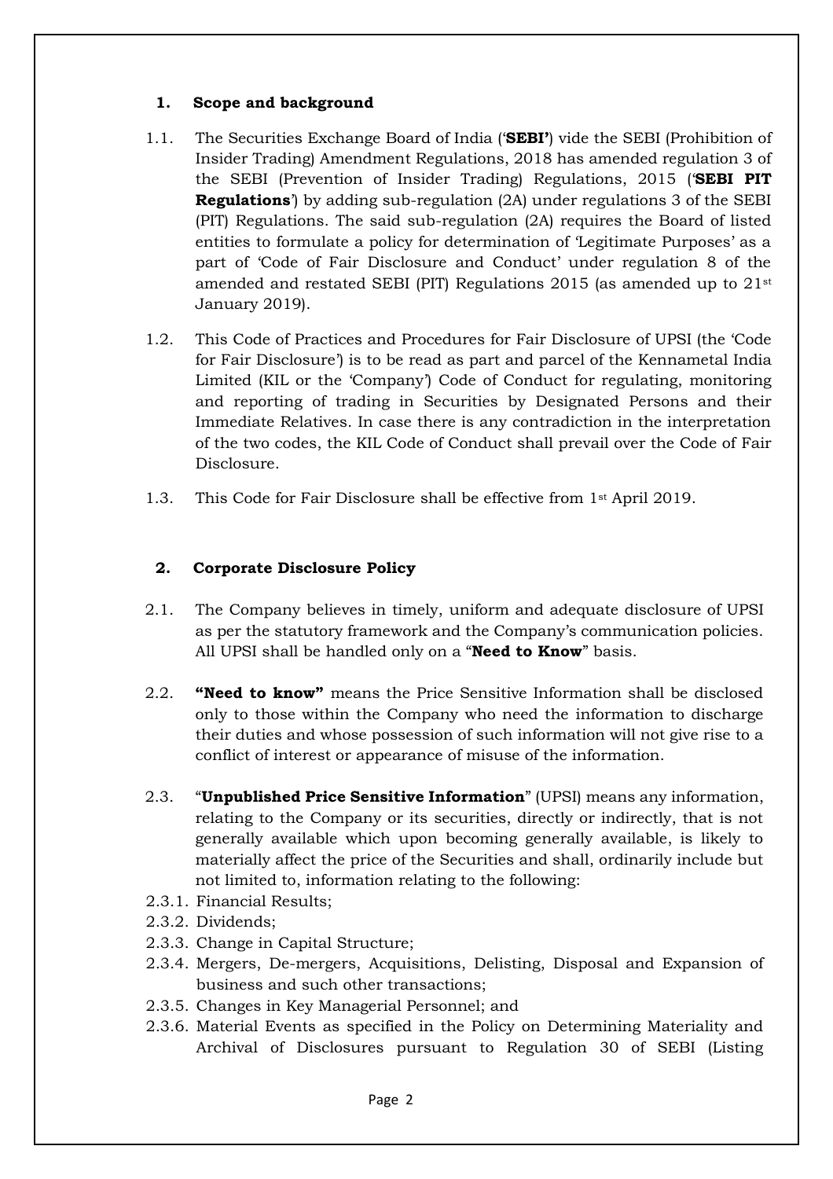## 1. Scope and background

1.1. The Securities Exchange Board of India ('**SEBI'**) vide the SEBI (Prohibition of Insider Trading) Amendment Regulations, 2018 has amended regulation 3 of the SEBI (Prevention of Insider Trading) Regulations, 2015 ('**SEBI PIT Regulations**') by adding sub-regulation (2A) under regulations 3 of the SEBI (PIT) Regulations. The said sub-regulation (2A) requires the Board of listed entities to formulate a policy for determination of 'Legitimate Purposes' as a part of 'Code of Fair Disclosure and Conduct' under regulation 8 of the amended and restated SEBI (PIT) Regulations 2015 (as amended up to 21st January 2019).

1.2. This Code of Practices and Procedures for Fair Disclosure of UPSI (the 'Code for Fair Disclosure') is to be read as part and parcel of the Kennametal India Limited (KIL or the 'Company') Code of Conduct for regulating, monitoring and reporting of trading in Securities by Designated Persons and their Immediate Relatives. In case there is any contradiction in the interpretation of the two codes, the KIL Code of Conduct shall prevail over the Code of Fair Disclosure.

1.3. This Code for Fair Disclosure shall be effective from 1st April 2019.

## 2. Corporate Disclosure Policy

2.1. The Company believes in timely, uniform and adequate disclosure of UPSI as per the statutory framework and the Company's communication policies. All UPSI shall be handled only on a "**Need to Know**" basis.

2.2. **"Need to know"** means the Price Sensitive Information shall be disclosed only to those within the Company who need the information to discharge their duties and whose possession of such information will not give rise to a conflict of interest or appearance of misuse of the information.

2.3. "**Unpublished Price Sensitive Information**" (UPSI) means any information, relating to the Company or its securities, directly or indirectly, that is not generally available which upon becoming generally available, is likely to materially affect the price of the Securities and shall, ordinarily include but not limited to, information relating to the following:

2.3.1. Financial Results;
2.3.2. Dividends;
2.3.3. Change in Capital Structure;
2.3.4. Mergers, De-mergers, Acquisitions, Delisting, Disposal and Expansion of business and such other transactions;
2.3.5. Changes in Key Managerial Personnel; and
2.3.6. Material Events as specified in the Policy on Determining Materiality and Archival of Disclosures pursuant to Regulation 30 of SEBI (Listing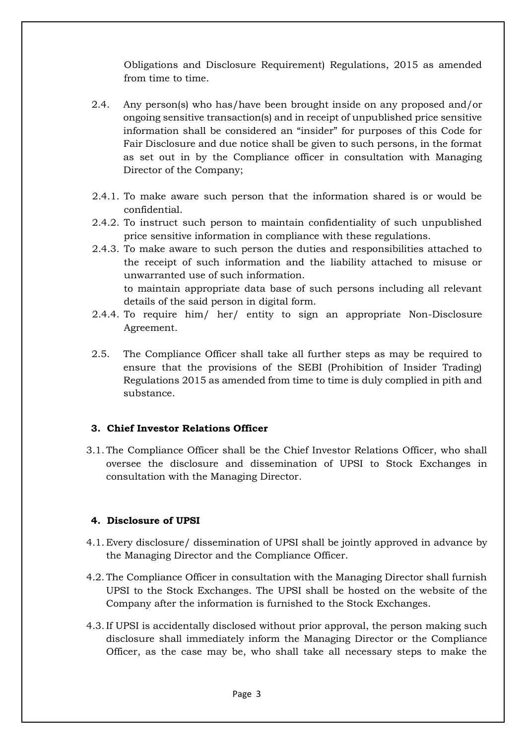Obligations and Disclosure Requirement) Regulations, 2015 as amended from time to time.

2.4. Any person(s) who has/have been brought inside on any proposed and/or ongoing sensitive transaction(s) and in receipt of unpublished price sensitive information shall be considered an "insider" for purposes of this Code for Fair Disclosure and due notice shall be given to such persons, in the format as set out in by the Compliance officer in consultation with Managing Director of the Company;

2.4.1. To make aware such person that the information shared is or would be confidential.

2.4.2. To instruct such person to maintain confidentiality of such unpublished price sensitive information in compliance with these regulations.

2.4.3. To make aware to such person the duties and responsibilities attached to the receipt of such information and the liability attached to misuse or unwarranted use of such information.
to maintain appropriate data base of such persons including all relevant details of the said person in digital form.

2.4.4. To require him/ her/ entity to sign an appropriate Non-Disclosure Agreement.

2.5. The Compliance Officer shall take all further steps as may be required to ensure that the provisions of the SEBI (Prohibition of Insider Trading) Regulations 2015 as amended from time to time is duly complied in pith and substance.

### 3. Chief Investor Relations Officer

3.1. The Compliance Officer shall be the Chief Investor Relations Officer, who shall oversee the disclosure and dissemination of UPSI to Stock Exchanges in consultation with the Managing Director.

### 4. Disclosure of UPSI

4.1. Every disclosure/ dissemination of UPSI shall be jointly approved in advance by the Managing Director and the Compliance Officer.

4.2. The Compliance Officer in consultation with the Managing Director shall furnish UPSI to the Stock Exchanges. The UPSI shall be hosted on the website of the Company after the information is furnished to the Stock Exchanges.

4.3. If UPSI is accidentally disclosed without prior approval, the person making such disclosure shall immediately inform the Managing Director or the Compliance Officer, as the case may be, who shall take all necessary steps to make the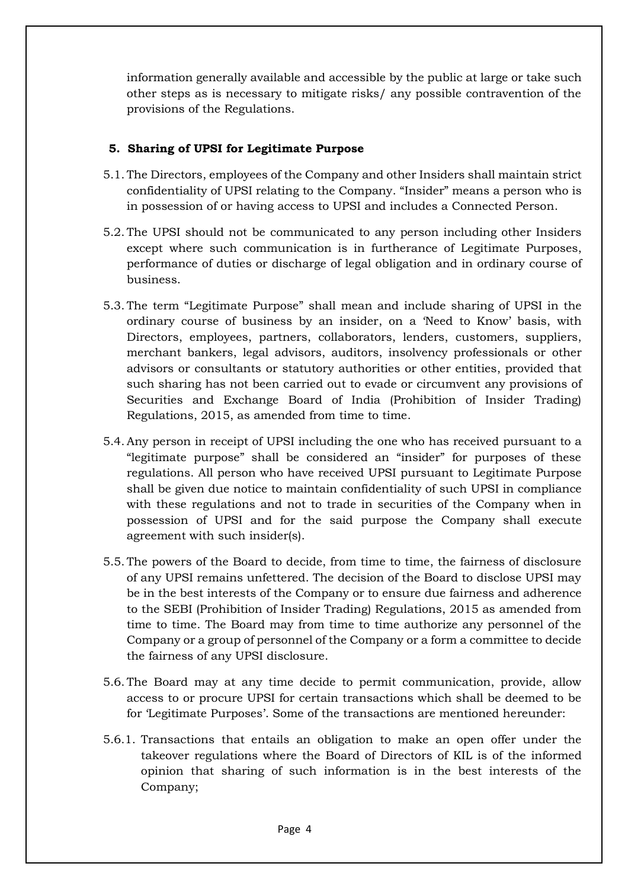information generally available and accessible by the public at large or take such other steps as is necessary to mitigate risks/ any possible contravention of the provisions of the Regulations.

## 5. Sharing of UPSI for Legitimate Purpose

5.1. The Directors, employees of the Company and other Insiders shall maintain strict confidentiality of UPSI relating to the Company. “Insider” means a person who is in possession of or having access to UPSI and includes a Connected Person.

5.2. The UPSI should not be communicated to any person including other Insiders except where such communication is in furtherance of Legitimate Purposes, performance of duties or discharge of legal obligation and in ordinary course of business.

5.3. The term “Legitimate Purpose” shall mean and include sharing of UPSI in the ordinary course of business by an insider, on a ‘Need to Know’ basis, with Directors, employees, partners, collaborators, lenders, customers, suppliers, merchant bankers, legal advisors, auditors, insolvency professionals or other advisors or consultants or statutory authorities or other entities, provided that such sharing has not been carried out to evade or circumvent any provisions of Securities and Exchange Board of India (Prohibition of Insider Trading) Regulations, 2015, as amended from time to time.

5.4. Any person in receipt of UPSI including the one who has received pursuant to a “legitimate purpose” shall be considered an “insider” for purposes of these regulations. All person who have received UPSI pursuant to Legitimate Purpose shall be given due notice to maintain confidentiality of such UPSI in compliance with these regulations and not to trade in securities of the Company when in possession of UPSI and for the said purpose the Company shall execute agreement with such insider(s).

5.5. The powers of the Board to decide, from time to time, the fairness of disclosure of any UPSI remains unfettered. The decision of the Board to disclose UPSI may be in the best interests of the Company or to ensure due fairness and adherence to the SEBI (Prohibition of Insider Trading) Regulations, 2015 as amended from time to time. The Board may from time to time authorize any personnel of the Company or a group of personnel of the Company or a form a committee to decide the fairness of any UPSI disclosure.

5.6. The Board may at any time decide to permit communication, provide, allow access to or procure UPSI for certain transactions which shall be deemed to be for ‘Legitimate Purposes’. Some of the transactions are mentioned hereunder:

5.6.1. Transactions that entails an obligation to make an open offer under the takeover regulations where the Board of Directors of KIL is of the informed opinion that sharing of such information is in the best interests of the Company;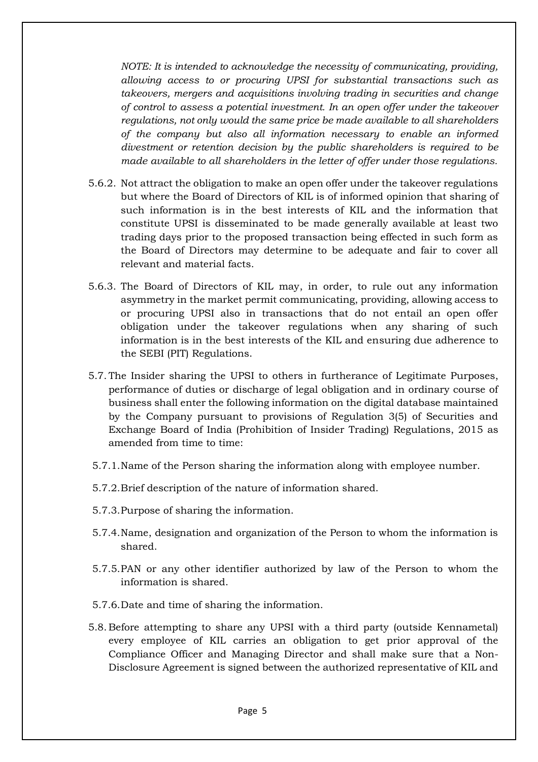*NOTE: It is intended to acknowledge the necessity of communicating, providing, allowing access to or procuring UPSI for substantial transactions such as takeovers, mergers and acquisitions involving trading in securities and change of control to assess a potential investment. In an open offer under the takeover regulations, not only would the same price be made available to all shareholders of the company but also all information necessary to enable an informed divestment or retention decision by the public shareholders is required to be made available to all shareholders in the letter of offer under those regulations.*

5.6.2. Not attract the obligation to make an open offer under the takeover regulations but where the Board of Directors of KIL is of informed opinion that sharing of such information is in the best interests of KIL and the information that constitute UPSI is disseminated to be made generally available at least two trading days prior to the proposed transaction being effected in such form as the Board of Directors may determine to be adequate and fair to cover all relevant and material facts.

5.6.3. The Board of Directors of KIL may, in order, to rule out any information asymmetry in the market permit communicating, providing, allowing access to or procuring UPSI also in transactions that do not entail an open offer obligation under the takeover regulations when any sharing of such information is in the best interests of the KIL and ensuring due adherence to the SEBI (PIT) Regulations.

5.7. The Insider sharing the UPSI to others in furtherance of Legitimate Purposes, performance of duties or discharge of legal obligation and in ordinary course of business shall enter the following information on the digital database maintained by the Company pursuant to provisions of Regulation 3(5) of Securities and Exchange Board of India (Prohibition of Insider Trading) Regulations, 2015 as amended from time to time:

5.7.1. Name of the Person sharing the information along with employee number.

5.7.2. Brief description of the nature of information shared.

5.7.3. Purpose of sharing the information.

5.7.4. Name, designation and organization of the Person to whom the information is shared.

5.7.5. PAN or any other identifier authorized by law of the Person to whom the information is shared.

5.7.6. Date and time of sharing the information.

5.8. Before attempting to share any UPSI with a third party (outside Kennametal) every employee of KIL carries an obligation to get prior approval of the Compliance Officer and Managing Director and shall make sure that a Non-Disclosure Agreement is signed between the authorized representative of KIL and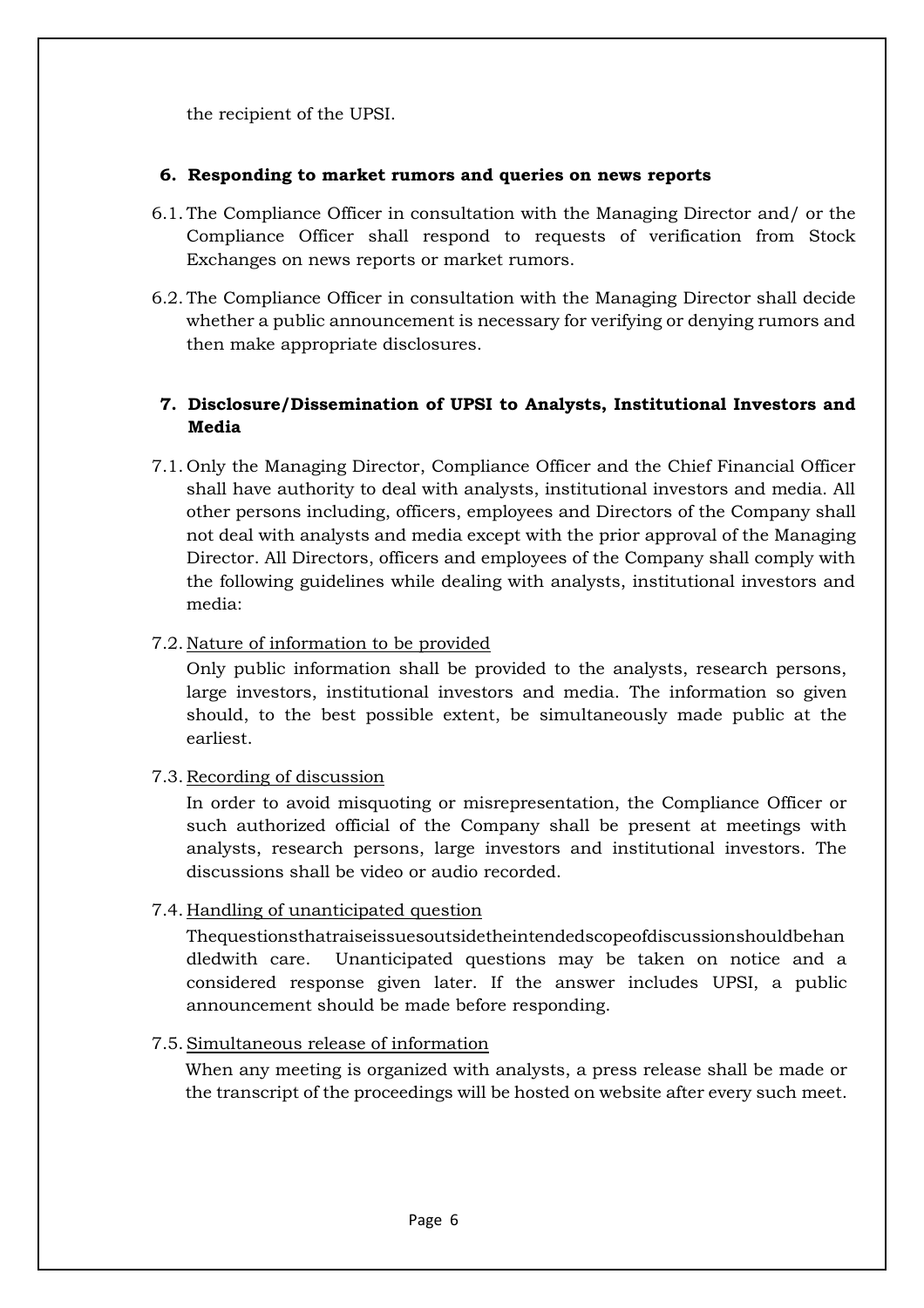the recipient of the UPSI.

## 6. Responding to market rumors and queries on news reports

6.1. The Compliance Officer in consultation with the Managing Director and/ or the Compliance Officer shall respond to requests of verification from Stock Exchanges on news reports or market rumors.

6.2. The Compliance Officer in consultation with the Managing Director shall decide whether a public announcement is necessary for verifying or denying rumors and then make appropriate disclosures.

## 7. Disclosure/Dissemination of UPSI to Analysts, Institutional Investors and Media

7.1. Only the Managing Director, Compliance Officer and the Chief Financial Officer shall have authority to deal with analysts, institutional investors and media. All other persons including, officers, employees and Directors of the Company shall not deal with analysts and media except with the prior approval of the Managing Director. All Directors, officers and employees of the Company shall comply with the following guidelines while dealing with analysts, institutional investors and media:

7.2. Nature of information to be provided

Only public information shall be provided to the analysts, research persons, large investors, institutional investors and media. The information so given should, to the best possible extent, be simultaneously made public at the earliest.

7.3. Recording of discussion

In order to avoid misquoting or misrepresentation, the Compliance Officer or such authorized official of the Company shall be present at meetings with analysts, research persons, large investors and institutional investors. The discussions shall be video or audio recorded.

7.4. Handling of unanticipated question

Thequestionsthatraiseissuesoutsidetheintendedscopeofdiscussionshouldbehandledwith care. Unanticipated questions may be taken on notice and a considered response given later. If the answer includes UPSI, a public announcement should be made before responding.

7.5. Simultaneous release of information

When any meeting is organized with analysts, a press release shall be made or the transcript of the proceedings will be hosted on website after every such meet.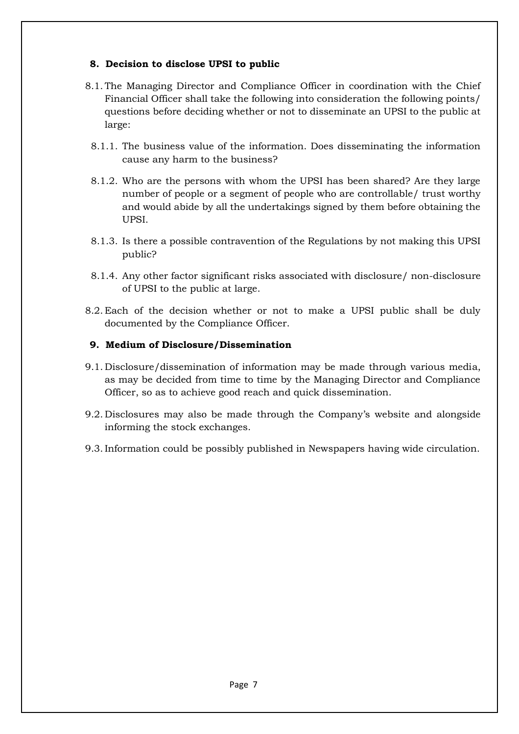## 8. Decision to disclose UPSI to public

8.1. The Managing Director and Compliance Officer in coordination with the Chief Financial Officer shall take the following into consideration the following points/ questions before deciding whether or not to disseminate an UPSI to the public at large:

8.1.1. The business value of the information. Does disseminating the information cause any harm to the business?

8.1.2. Who are the persons with whom the UPSI has been shared? Are they large number of people or a segment of people who are controllable/ trust worthy and would abide by all the undertakings signed by them before obtaining the UPSI.

8.1.3. Is there a possible contravention of the Regulations by not making this UPSI public?

8.1.4. Any other factor significant risks associated with disclosure/ non-disclosure of UPSI to the public at large.

8.2. Each of the decision whether or not to make a UPSI public shall be duly documented by the Compliance Officer.

## 9. Medium of Disclosure/Dissemination

9.1. Disclosure/dissemination of information may be made through various media, as may be decided from time to time by the Managing Director and Compliance Officer, so as to achieve good reach and quick dissemination.

9.2. Disclosures may also be made through the Company's website and alongside informing the stock exchanges.

9.3. Information could be possibly published in Newspapers having wide circulation.